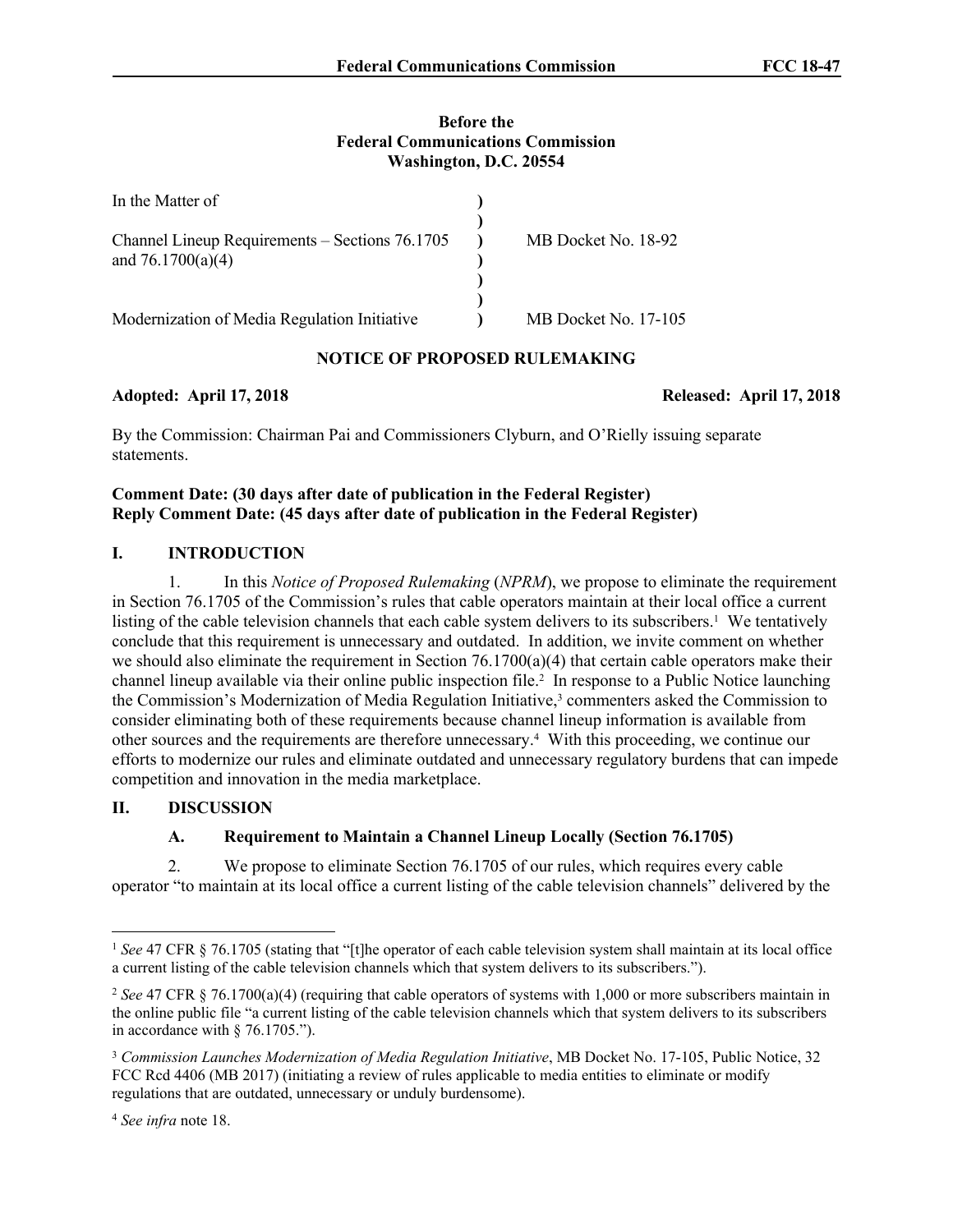**Before the**
**Federal Communications Commission**
**Washington, D.C. 20554**

| | | |
|---|---|---|
| In the Matter of | ) | |
| | ) | |
| Channel Lineup Requirements – Sections 76.1705 and 76.1700(a)(4) | ) | MB Docket No. 18-92 |
| | ) | |
| | ) | |
| Modernization of Media Regulation Initiative | ) | MB Docket No. 17-105 |

# NOTICE OF PROPOSED RULEMAKING

**Adopted: April 17, 2018** **Released: April 17, 2018**

By the Commission: Chairman Pai and Commissioners Clyburn, and O'Rielly issuing separate statements.

**Comment Date: (30 days after date of publication in the Federal Register)**
**Reply Comment Date: (45 days after date of publication in the Federal Register)**

## I. INTRODUCTION

1. In this *Notice of Proposed Rulemaking* (*NPRM*), we propose to eliminate the requirement in Section 76.1705 of the Commission's rules that cable operators maintain at their local office a current listing of the cable television channels that each cable system delivers to its subscribers.[1] We tentatively conclude that this requirement is unnecessary and outdated. In addition, we invite comment on whether we should also eliminate the requirement in Section 76.1700(a)(4) that certain cable operators make their channel lineup available via their online public inspection file.[2] In response to a Public Notice launching the Commission's Modernization of Media Regulation Initiative,[3] commenters asked the Commission to consider eliminating both of these requirements because channel lineup information is available from other sources and the requirements are therefore unnecessary.[4] With this proceeding, we continue our efforts to modernize our rules and eliminate outdated and unnecessary regulatory burdens that can impede competition and innovation in the media marketplace.

## II. DISCUSSION

### A. Requirement to Maintain a Channel Lineup Locally (Section 76.1705)

2. We propose to eliminate Section 76.1705 of our rules, which requires every cable operator "to maintain at its local office a current listing of the cable television channels" delivered by the

---

[1] *See* 47 CFR § 76.1705 (stating that "[t]he operator of each cable television system shall maintain at its local office a current listing of the cable television channels which that system delivers to its subscribers.").

[2] *See* 47 CFR § 76.1700(a)(4) (requiring that cable operators of systems with 1,000 or more subscribers maintain in the online public file "a current listing of the cable television channels which that system delivers to its subscribers in accordance with § 76.1705.").

[3] *Commission Launches Modernization of Media Regulation Initiative*, MB Docket No. 17-105, Public Notice, 32 FCC Rcd 4406 (MB 2017) (initiating a review of rules applicable to media entities to eliminate or modify regulations that are outdated, unnecessary or unduly burdensome).

[4] *See infra* note 18.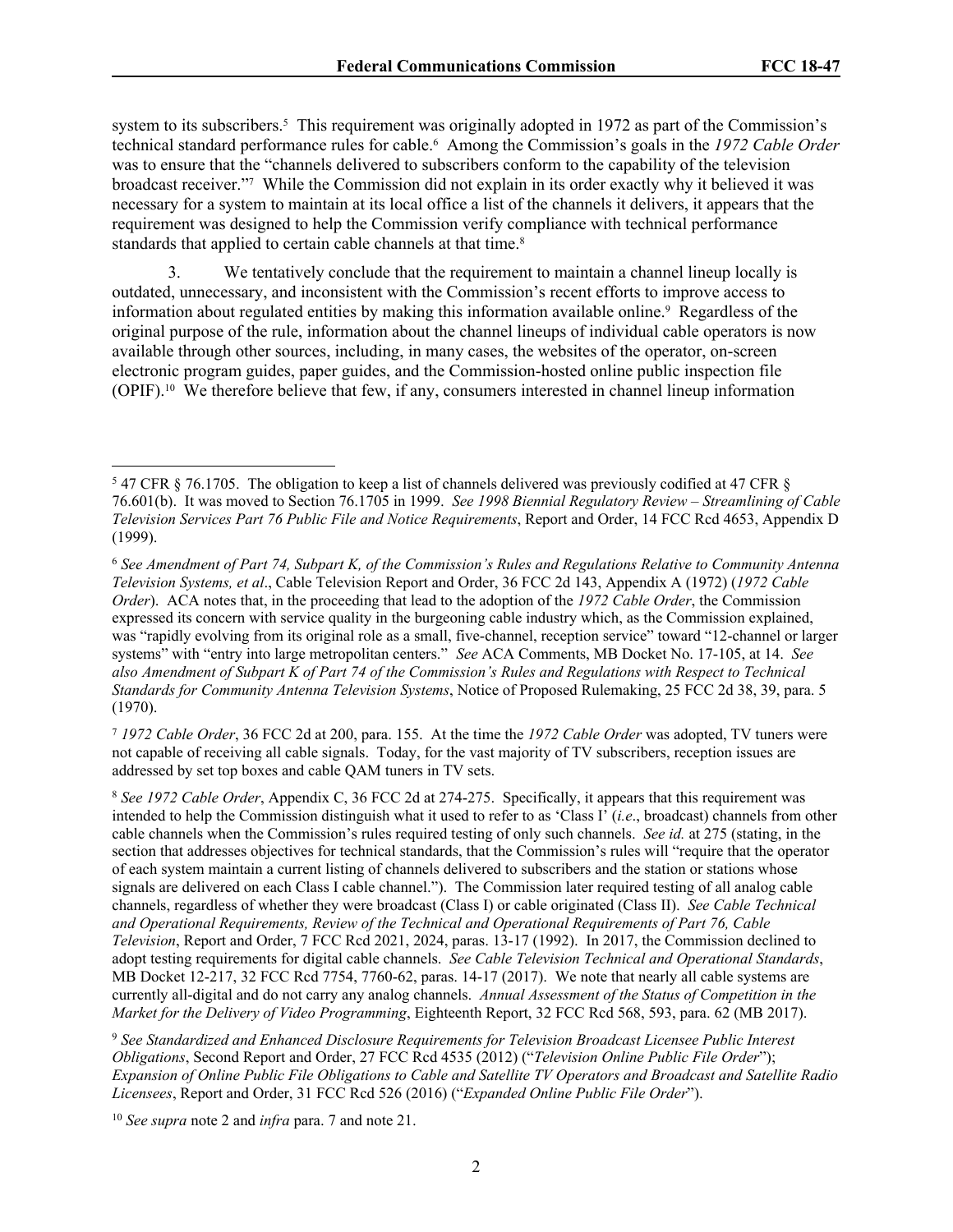system to its subscribers.[5] This requirement was originally adopted in 1972 as part of the Commission's technical standard performance rules for cable.[6] Among the Commission's goals in the *1972 Cable Order* was to ensure that the "channels delivered to subscribers conform to the capability of the television broadcast receiver."[7] While the Commission did not explain in its order exactly why it believed it was necessary for a system to maintain at its local office a list of the channels it delivers, it appears that the requirement was designed to help the Commission verify compliance with technical performance standards that applied to certain cable channels at that time.[8]

3. We tentatively conclude that the requirement to maintain a channel lineup locally is outdated, unnecessary, and inconsistent with the Commission's recent efforts to improve access to information about regulated entities by making this information available online.[9] Regardless of the original purpose of the rule, information about the channel lineups of individual cable operators is now available through other sources, including, in many cases, the websites of the operator, on-screen electronic program guides, paper guides, and the Commission-hosted online public inspection file (OPIF).[10] We therefore believe that few, if any, consumers interested in channel lineup information

---

[5] 47 CFR § 76.1705. The obligation to keep a list of channels delivered was previously codified at 47 CFR § 76.601(b). It was moved to Section 76.1705 in 1999. *See 1998 Biennial Regulatory Review – Streamlining of Cable Television Services Part 76 Public File and Notice Requirements*, Report and Order, 14 FCC Rcd 4653, Appendix D (1999).

[6] *See Amendment of Part 74, Subpart K, of the Commission's Rules and Regulations Relative to Community Antenna Television Systems, et al*., Cable Television Report and Order, 36 FCC 2d 143, Appendix A (1972) (*1972 Cable Order*). ACA notes that, in the proceeding that lead to the adoption of the *1972 Cable Order*, the Commission expressed its concern with service quality in the burgeoning cable industry which, as the Commission explained, was "rapidly evolving from its original role as a small, five-channel, reception service" toward "12-channel or larger systems" with "entry into large metropolitan centers." *See* ACA Comments, MB Docket No. 17-105, at 14. *See also Amendment of Subpart K of Part 74 of the Commission's Rules and Regulations with Respect to Technical Standards for Community Antenna Television Systems*, Notice of Proposed Rulemaking, 25 FCC 2d 38, 39, para. 5 (1970).

[7] *1972 Cable Order*, 36 FCC 2d at 200, para. 155. At the time the *1972 Cable Order* was adopted, TV tuners were not capable of receiving all cable signals. Today, for the vast majority of TV subscribers, reception issues are addressed by set top boxes and cable QAM tuners in TV sets.

[8] *See 1972 Cable Order*, Appendix C, 36 FCC 2d at 274-275. Specifically, it appears that this requirement was intended to help the Commission distinguish what it used to refer to as 'Class I' (*i.e*., broadcast) channels from other cable channels when the Commission's rules required testing of only such channels. *See id.* at 275 (stating, in the section that addresses objectives for technical standards, that the Commission's rules will "require that the operator of each system maintain a current listing of channels delivered to subscribers and the station or stations whose signals are delivered on each Class I cable channel."). The Commission later required testing of all analog cable channels, regardless of whether they were broadcast (Class I) or cable originated (Class II). *See Cable Technical and Operational Requirements, Review of the Technical and Operational Requirements of Part 76, Cable Television*, Report and Order, 7 FCC Rcd 2021, 2024, paras. 13-17 (1992). In 2017, the Commission declined to adopt testing requirements for digital cable channels. *See Cable Television Technical and Operational Standards*, MB Docket 12-217, 32 FCC Rcd 7754, 7760-62, paras. 14-17 (2017). We note that nearly all cable systems are currently all-digital and do not carry any analog channels. *Annual Assessment of the Status of Competition in the Market for the Delivery of Video Programming*, Eighteenth Report, 32 FCC Rcd 568, 593, para. 62 (MB 2017).

[9] *See Standardized and Enhanced Disclosure Requirements for Television Broadcast Licensee Public Interest Obligations*, Second Report and Order, 27 FCC Rcd 4535 (2012) ("*Television Online Public File Order*"); *Expansion of Online Public File Obligations to Cable and Satellite TV Operators and Broadcast and Satellite Radio Licensees*, Report and Order, 31 FCC Rcd 526 (2016) ("*Expanded Online Public File Order*").

[10] *See supra* note 2 and *infra* para. 7 and note 21.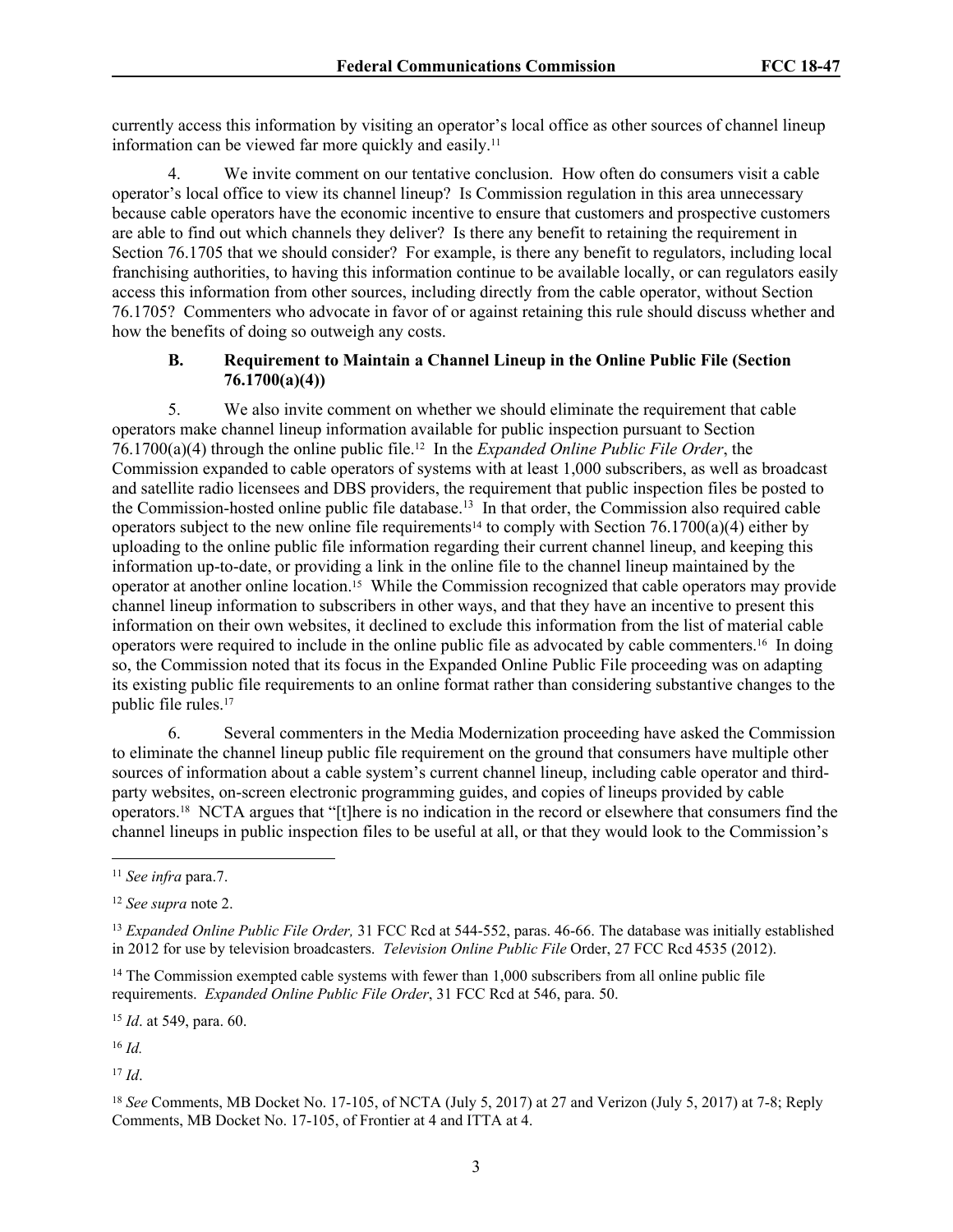currently access this information by visiting an operator's local office as other sources of channel lineup information can be viewed far more quickly and easily.[11]

4. We invite comment on our tentative conclusion. How often do consumers visit a cable operator's local office to view its channel lineup? Is Commission regulation in this area unnecessary because cable operators have the economic incentive to ensure that customers and prospective customers are able to find out which channels they deliver? Is there any benefit to retaining the requirement in Section 76.1705 that we should consider? For example, is there any benefit to regulators, including local franchising authorities, to having this information continue to be available locally, or can regulators easily access this information from other sources, including directly from the cable operator, without Section 76.1705? Commenters who advocate in favor of or against retaining this rule should discuss whether and how the benefits of doing so outweigh any costs.

### B. Requirement to Maintain a Channel Lineup in the Online Public File (Section 76.1700(a)(4))

5. We also invite comment on whether we should eliminate the requirement that cable operators make channel lineup information available for public inspection pursuant to Section 76.1700(a)(4) through the online public file.[12] In the *Expanded Online Public File Order*, the Commission expanded to cable operators of systems with at least 1,000 subscribers, as well as broadcast and satellite radio licensees and DBS providers, the requirement that public inspection files be posted to the Commission-hosted online public file database.[13] In that order, the Commission also required cable operators subject to the new online file requirements[14] to comply with Section 76.1700(a)(4) either by uploading to the online public file information regarding their current channel lineup, and keeping this information up-to-date, or providing a link in the online file to the channel lineup maintained by the operator at another online location.[15] While the Commission recognized that cable operators may provide channel lineup information to subscribers in other ways, and that they have an incentive to present this information on their own websites, it declined to exclude this information from the list of material cable operators were required to include in the online public file as advocated by cable commenters.[16] In doing so, the Commission noted that its focus in the Expanded Online Public File proceeding was on adapting its existing public file requirements to an online format rather than considering substantive changes to the public file rules.[17]

6. Several commenters in the Media Modernization proceeding have asked the Commission to eliminate the channel lineup public file requirement on the ground that consumers have multiple other sources of information about a cable system's current channel lineup, including cable operator and third-party websites, on-screen electronic programming guides, and copies of lineups provided by cable operators.[18] NCTA argues that "[t]here is no indication in the record or elsewhere that consumers find the channel lineups in public inspection files to be useful at all, or that they would look to the Commission's

---

[11] *See infra* para.7.

[12] *See supra* note 2.

[13] *Expanded Online Public File Order,* 31 FCC Rcd at 544-552, paras. 46-66. The database was initially established in 2012 for use by television broadcasters. *Television Online Public File* Order, 27 FCC Rcd 4535 (2012).

[14] The Commission exempted cable systems with fewer than 1,000 subscribers from all online public file requirements. *Expanded Online Public File Order*, 31 FCC Rcd at 546, para. 50.

[15] *Id*. at 549, para. 60.

[16] *Id.*

[17] *Id*.

[18] *See* Comments, MB Docket No. 17-105, of NCTA (July 5, 2017) at 27 and Verizon (July 5, 2017) at 7-8; Reply Comments, MB Docket No. 17-105, of Frontier at 4 and ITTA at 4.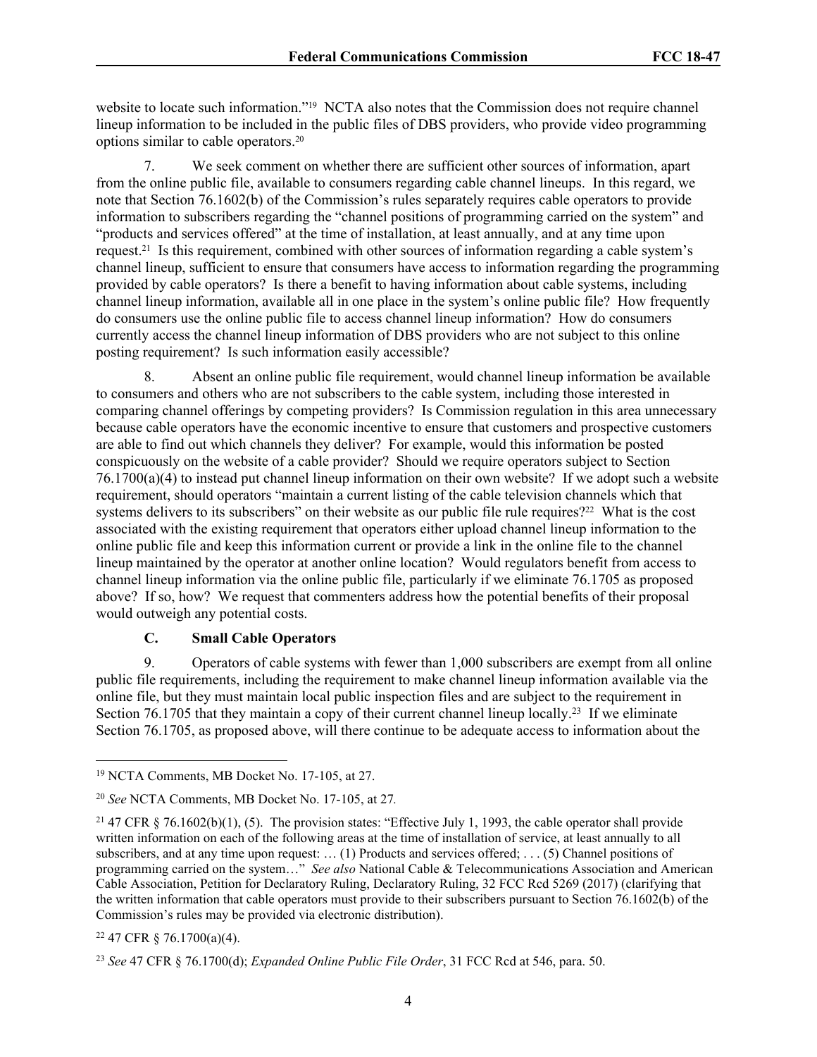website to locate such information."[19] NCTA also notes that the Commission does not require channel lineup information to be included in the public files of DBS providers, who provide video programming options similar to cable operators.[20]

7. We seek comment on whether there are sufficient other sources of information, apart from the online public file, available to consumers regarding cable channel lineups. In this regard, we note that Section 76.1602(b) of the Commission's rules separately requires cable operators to provide information to subscribers regarding the "channel positions of programming carried on the system" and "products and services offered" at the time of installation, at least annually, and at any time upon request.[21] Is this requirement, combined with other sources of information regarding a cable system's channel lineup, sufficient to ensure that consumers have access to information regarding the programming provided by cable operators? Is there a benefit to having information about cable systems, including channel lineup information, available all in one place in the system's online public file? How frequently do consumers use the online public file to access channel lineup information? How do consumers currently access the channel lineup information of DBS providers who are not subject to this online posting requirement? Is such information easily accessible?

8. Absent an online public file requirement, would channel lineup information be available to consumers and others who are not subscribers to the cable system, including those interested in comparing channel offerings by competing providers? Is Commission regulation in this area unnecessary because cable operators have the economic incentive to ensure that customers and prospective customers are able to find out which channels they deliver? For example, would this information be posted conspicuously on the website of a cable provider? Should we require operators subject to Section 76.1700(a)(4) to instead put channel lineup information on their own website? If we adopt such a website requirement, should operators "maintain a current listing of the cable television channels which that systems delivers to its subscribers" on their website as our public file rule requires?[22] What is the cost associated with the existing requirement that operators either upload channel lineup information to the online public file and keep this information current or provide a link in the online file to the channel lineup maintained by the operator at another online location? Would regulators benefit from access to channel lineup information via the online public file, particularly if we eliminate 76.1705 as proposed above? If so, how? We request that commenters address how the potential benefits of their proposal would outweigh any potential costs.

### C. Small Cable Operators

9. Operators of cable systems with fewer than 1,000 subscribers are exempt from all online public file requirements, including the requirement to make channel lineup information available via the online file, but they must maintain local public inspection files and are subject to the requirement in Section 76.1705 that they maintain a copy of their current channel lineup locally.[23] If we eliminate Section 76.1705, as proposed above, will there continue to be adequate access to information about the

---

[19] NCTA Comments, MB Docket No. 17-105, at 27.

[20] *See* NCTA Comments, MB Docket No. 17-105, at 27.

[21] 47 CFR § 76.1602(b)(1), (5). The provision states: "Effective July 1, 1993, the cable operator shall provide written information on each of the following areas at the time of installation of service, at least annually to all subscribers, and at any time upon request: … (1) Products and services offered; . . . (5) Channel positions of programming carried on the system…" *See also* National Cable & Telecommunications Association and American Cable Association, Petition for Declaratory Ruling, Declaratory Ruling, 32 FCC Rcd 5269 (2017) (clarifying that the written information that cable operators must provide to their subscribers pursuant to Section 76.1602(b) of the Commission's rules may be provided via electronic distribution).

[22] 47 CFR § 76.1700(a)(4).

[23] *See* 47 CFR § 76.1700(d); *Expanded Online Public File Order*, 31 FCC Rcd at 546, para. 50.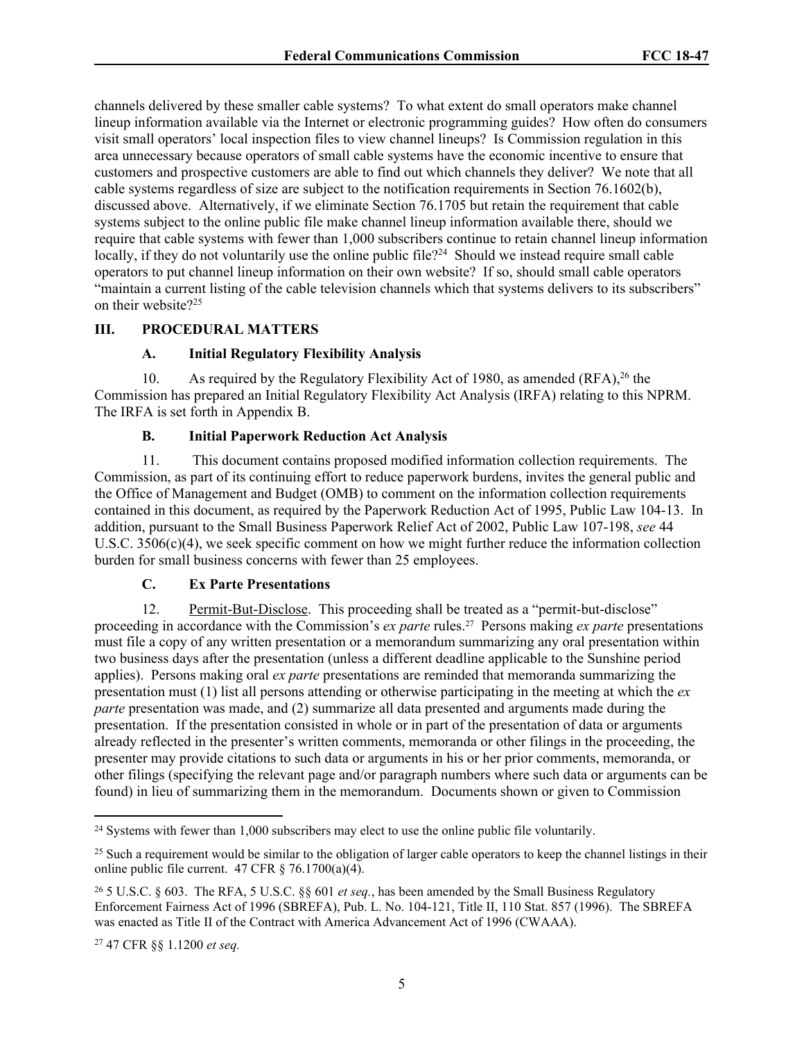channels delivered by these smaller cable systems? To what extent do small operators make channel lineup information available via the Internet or electronic programming guides? How often do consumers visit small operators' local inspection files to view channel lineups? Is Commission regulation in this area unnecessary because operators of small cable systems have the economic incentive to ensure that customers and prospective customers are able to find out which channels they deliver? We note that all cable systems regardless of size are subject to the notification requirements in Section 76.1602(b), discussed above. Alternatively, if we eliminate Section 76.1705 but retain the requirement that cable systems subject to the online public file make channel lineup information available there, should we require that cable systems with fewer than 1,000 subscribers continue to retain channel lineup information locally, if they do not voluntarily use the online public file?[24] Should we instead require small cable operators to put channel lineup information on their own website? If so, should small cable operators "maintain a current listing of the cable television channels which that systems delivers to its subscribers" on their website?[25]

## III. PROCEDURAL MATTERS

### A. Initial Regulatory Flexibility Analysis

10. As required by the Regulatory Flexibility Act of 1980, as amended (RFA),[26] the Commission has prepared an Initial Regulatory Flexibility Act Analysis (IRFA) relating to this NPRM. The IRFA is set forth in Appendix B.

### B. Initial Paperwork Reduction Act Analysis

11. This document contains proposed modified information collection requirements. The Commission, as part of its continuing effort to reduce paperwork burdens, invites the general public and the Office of Management and Budget (OMB) to comment on the information collection requirements contained in this document, as required by the Paperwork Reduction Act of 1995, Public Law 104-13. In addition, pursuant to the Small Business Paperwork Relief Act of 2002, Public Law 107-198, *see* 44 U.S.C. 3506(c)(4), we seek specific comment on how we might further reduce the information collection burden for small business concerns with fewer than 25 employees.

### C. Ex Parte Presentations

12. Permit-But-Disclose. This proceeding shall be treated as a "permit-but-disclose" proceeding in accordance with the Commission's *ex parte* rules.[27] Persons making *ex parte* presentations must file a copy of any written presentation or a memorandum summarizing any oral presentation within two business days after the presentation (unless a different deadline applicable to the Sunshine period applies). Persons making oral *ex parte* presentations are reminded that memoranda summarizing the presentation must (1) list all persons attending or otherwise participating in the meeting at which the *ex parte* presentation was made, and (2) summarize all data presented and arguments made during the presentation. If the presentation consisted in whole or in part of the presentation of data or arguments already reflected in the presenter's written comments, memoranda or other filings in the proceeding, the presenter may provide citations to such data or arguments in his or her prior comments, memoranda, or other filings (specifying the relevant page and/or paragraph numbers where such data or arguments can be found) in lieu of summarizing them in the memorandum. Documents shown or given to Commission

---

[24] Systems with fewer than 1,000 subscribers may elect to use the online public file voluntarily.

[25] Such a requirement would be similar to the obligation of larger cable operators to keep the channel listings in their online public file current. 47 CFR § 76.1700(a)(4).

[26] 5 U.S.C. § 603. The RFA, 5 U.S.C. §§ 601 *et seq.*, has been amended by the Small Business Regulatory Enforcement Fairness Act of 1996 (SBREFA), Pub. L. No. 104-121, Title II, 110 Stat. 857 (1996). The SBREFA was enacted as Title II of the Contract with America Advancement Act of 1996 (CWAAA).

[27] 47 CFR §§ 1.1200 *et seq.*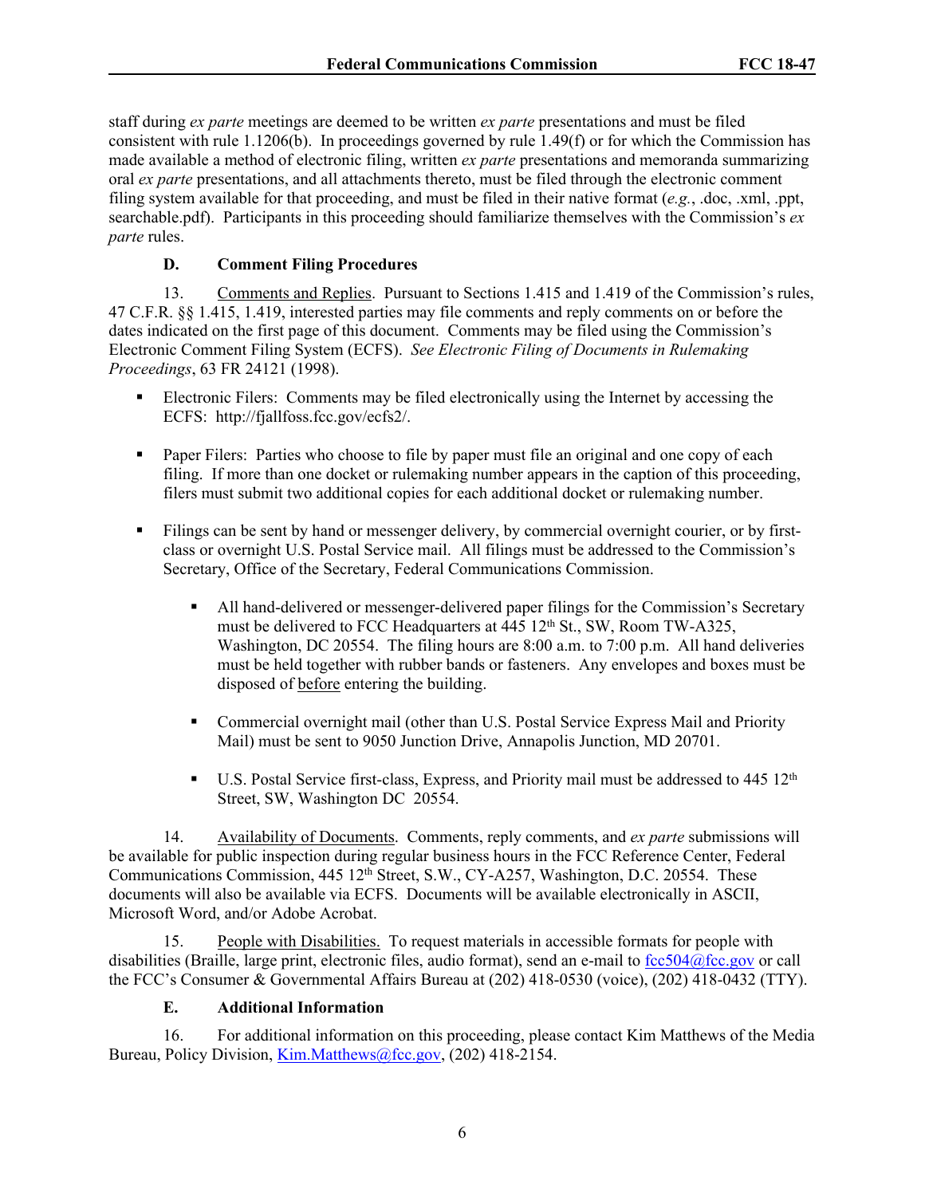staff during *ex parte* meetings are deemed to be written *ex parte* presentations and must be filed consistent with rule 1.1206(b). In proceedings governed by rule 1.49(f) or for which the Commission has made available a method of electronic filing, written *ex parte* presentations and memoranda summarizing oral *ex parte* presentations, and all attachments thereto, must be filed through the electronic comment filing system available for that proceeding, and must be filed in their native format (*e.g.*, .doc, .xml, .ppt, searchable.pdf). Participants in this proceeding should familiarize themselves with the Commission's *ex parte* rules.

### D. Comment Filing Procedures

13. Comments and Replies. Pursuant to Sections 1.415 and 1.419 of the Commission's rules, 47 C.F.R. §§ 1.415, 1.419, interested parties may file comments and reply comments on or before the dates indicated on the first page of this document. Comments may be filed using the Commission's Electronic Comment Filing System (ECFS). *See Electronic Filing of Documents in Rulemaking Proceedings*, 63 FR 24121 (1998).

- Electronic Filers: Comments may be filed electronically using the Internet by accessing the ECFS: http://fjallfoss.fcc.gov/ecfs2/.
- Paper Filers: Parties who choose to file by paper must file an original and one copy of each filing. If more than one docket or rulemaking number appears in the caption of this proceeding, filers must submit two additional copies for each additional docket or rulemaking number.
- Filings can be sent by hand or messenger delivery, by commercial overnight courier, or by first-class or overnight U.S. Postal Service mail. All filings must be addressed to the Commission's Secretary, Office of the Secretary, Federal Communications Commission.
    - All hand-delivered or messenger-delivered paper filings for the Commission's Secretary must be delivered to FCC Headquarters at 445 12th St., SW, Room TW-A325, Washington, DC 20554. The filing hours are 8:00 a.m. to 7:00 p.m. All hand deliveries must be held together with rubber bands or fasteners. Any envelopes and boxes must be disposed of before entering the building.
    - Commercial overnight mail (other than U.S. Postal Service Express Mail and Priority Mail) must be sent to 9050 Junction Drive, Annapolis Junction, MD 20701.
    - U.S. Postal Service first-class, Express, and Priority mail must be addressed to 445 12th Street, SW, Washington DC 20554.

14. Availability of Documents. Comments, reply comments, and *ex parte* submissions will be available for public inspection during regular business hours in the FCC Reference Center, Federal Communications Commission, 445 12th Street, S.W., CY-A257, Washington, D.C. 20554. These documents will also be available via ECFS. Documents will be available electronically in ASCII, Microsoft Word, and/or Adobe Acrobat.

15. People with Disabilities. To request materials in accessible formats for people with disabilities (Braille, large print, electronic files, audio format), send an e-mail to fcc504@fcc.gov or call the FCC's Consumer & Governmental Affairs Bureau at (202) 418-0530 (voice), (202) 418-0432 (TTY).

### E. Additional Information

16. For additional information on this proceeding, please contact Kim Matthews of the Media Bureau, Policy Division, Kim.Matthews@fcc.gov, (202) 418-2154.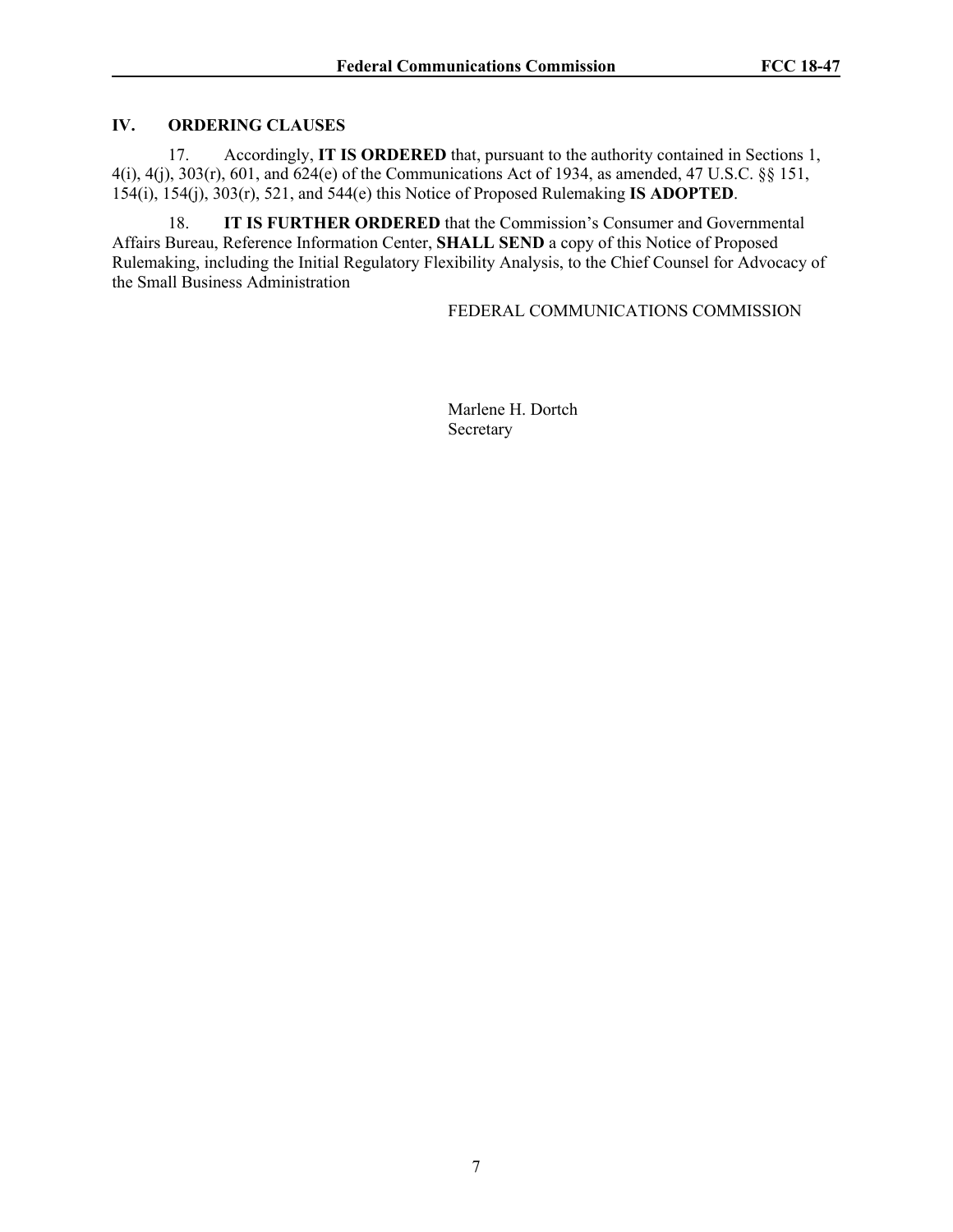## IV. ORDERING CLAUSES

17. Accordingly, **IT IS ORDERED** that, pursuant to the authority contained in Sections 1, 4(i), 4(j), 303(r), 601, and 624(e) of the Communications Act of 1934, as amended, 47 U.S.C. §§ 151, 154(i), 154(j), 303(r), 521, and 544(e) this Notice of Proposed Rulemaking **IS ADOPTED**.

18. **IT IS FURTHER ORDERED** that the Commission's Consumer and Governmental Affairs Bureau, Reference Information Center, **SHALL SEND** a copy of this Notice of Proposed Rulemaking, including the Initial Regulatory Flexibility Analysis, to the Chief Counsel for Advocacy of the Small Business Administration

FEDERAL COMMUNICATIONS COMMISSION

Marlene H. Dortch
Secretary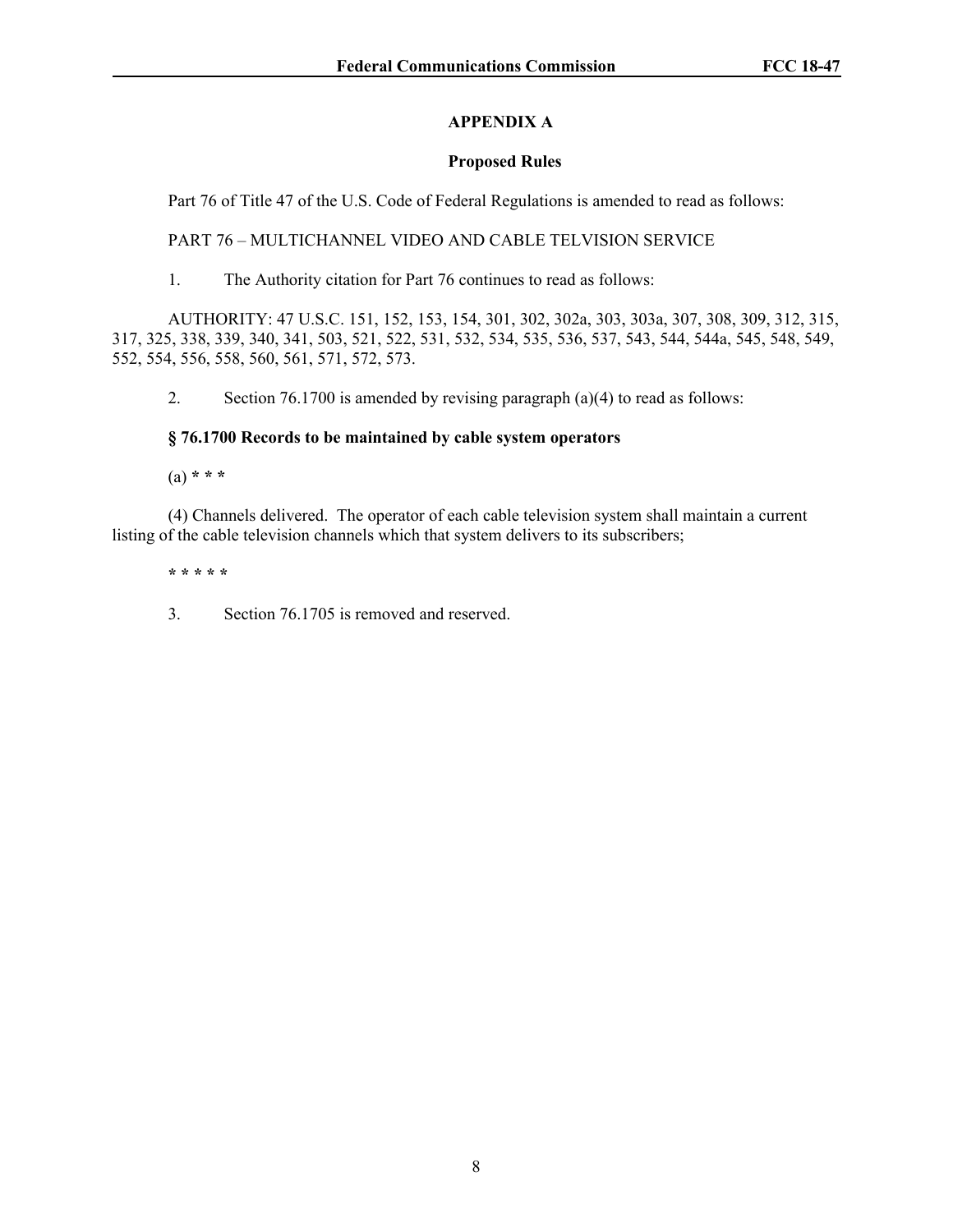## APPENDIX A

### Proposed Rules

Part 76 of Title 47 of the U.S. Code of Federal Regulations is amended to read as follows:

PART 76 – MULTICHANNEL VIDEO AND CABLE TELVISION SERVICE

1. The Authority citation for Part 76 continues to read as follows:

AUTHORITY: 47 U.S.C. 151, 152, 153, 154, 301, 302, 302a, 303, 303a, 307, 308, 309, 312, 315, 317, 325, 338, 339, 340, 341, 503, 521, 522, 531, 532, 534, 535, 536, 537, 543, 544, 544a, 545, 548, 549, 552, 554, 556, 558, 560, 561, 571, 572, 573.

2. Section 76.1700 is amended by revising paragraph (a)(4) to read as follows:

**§ 76.1700 Records to be maintained by cable system operators**

(a) **\* \* \***

(4) Channels delivered. The operator of each cable television system shall maintain a current listing of the cable television channels which that system delivers to its subscribers;

**\* \* \* \* \***

3. Section 76.1705 is removed and reserved.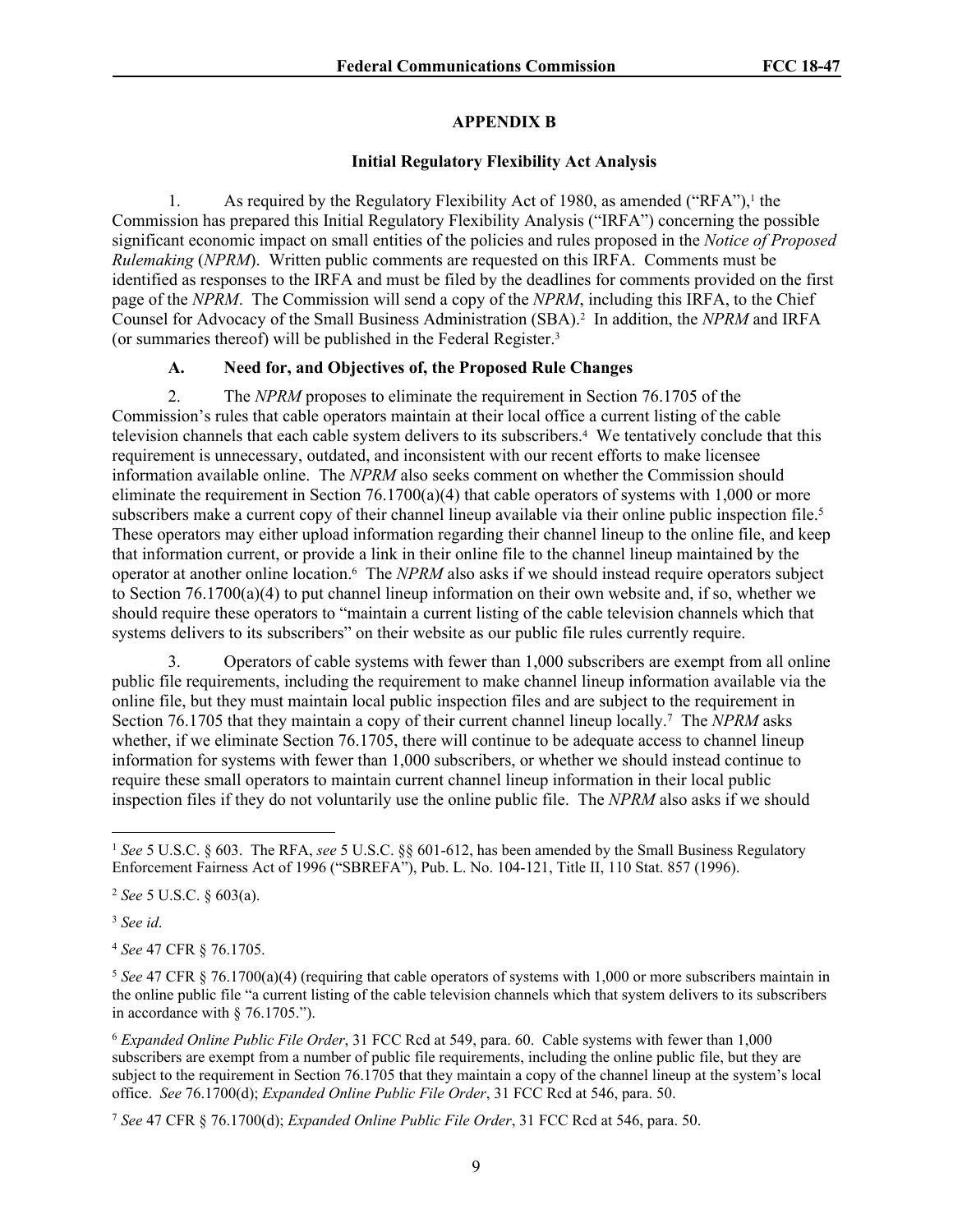## APPENDIX B

### Initial Regulatory Flexibility Act Analysis

1. As required by the Regulatory Flexibility Act of 1980, as amended ("RFA"),[1] the Commission has prepared this Initial Regulatory Flexibility Analysis ("IRFA") concerning the possible significant economic impact on small entities of the policies and rules proposed in the *Notice of Proposed Rulemaking* (*NPRM*). Written public comments are requested on this IRFA. Comments must be identified as responses to the IRFA and must be filed by the deadlines for comments provided on the first page of the *NPRM*. The Commission will send a copy of the *NPRM*, including this IRFA, to the Chief Counsel for Advocacy of the Small Business Administration (SBA).[2] In addition, the *NPRM* and IRFA (or summaries thereof) will be published in the Federal Register.[3]

#### A. Need for, and Objectives of, the Proposed Rule Changes

2. The *NPRM* proposes to eliminate the requirement in Section 76.1705 of the Commission's rules that cable operators maintain at their local office a current listing of the cable television channels that each cable system delivers to its subscribers.[4] We tentatively conclude that this requirement is unnecessary, outdated, and inconsistent with our recent efforts to make licensee information available online. The *NPRM* also seeks comment on whether the Commission should eliminate the requirement in Section 76.1700(a)(4) that cable operators of systems with 1,000 or more subscribers make a current copy of their channel lineup available via their online public inspection file.[5] These operators may either upload information regarding their channel lineup to the online file, and keep that information current, or provide a link in their online file to the channel lineup maintained by the operator at another online location.[6] The *NPRM* also asks if we should instead require operators subject to Section 76.1700(a)(4) to put channel lineup information on their own website and, if so, whether we should require these operators to "maintain a current listing of the cable television channels which that systems delivers to its subscribers" on their website as our public file rules currently require.

3. Operators of cable systems with fewer than 1,000 subscribers are exempt from all online public file requirements, including the requirement to make channel lineup information available via the online file, but they must maintain local public inspection files and are subject to the requirement in Section 76.1705 that they maintain a copy of their current channel lineup locally.[7] The *NPRM* asks whether, if we eliminate Section 76.1705, there will continue to be adequate access to channel lineup information for systems with fewer than 1,000 subscribers, or whether we should instead continue to require these small operators to maintain current channel lineup information in their local public inspection files if they do not voluntarily use the online public file. The *NPRM* also asks if we should

---

[1] *See* 5 U.S.C. § 603. The RFA, *see* 5 U.S.C. §§ 601-612, has been amended by the Small Business Regulatory Enforcement Fairness Act of 1996 ("SBREFA"), Pub. L. No. 104-121, Title II, 110 Stat. 857 (1996).

[2] *See* 5 U.S.C. § 603(a).

[3] *See id*.

[4] *See* 47 CFR § 76.1705.

[5] *See* 47 CFR § 76.1700(a)(4) (requiring that cable operators of systems with 1,000 or more subscribers maintain in the online public file "a current listing of the cable television channels which that system delivers to its subscribers in accordance with § 76.1705.").

[6] *Expanded Online Public File Order*, 31 FCC Rcd at 549, para. 60. Cable systems with fewer than 1,000 subscribers are exempt from a number of public file requirements, including the online public file, but they are subject to the requirement in Section 76.1705 that they maintain a copy of the channel lineup at the system's local office. *See* 76.1700(d); *Expanded Online Public File Order*, 31 FCC Rcd at 546, para. 50.

[7] *See* 47 CFR § 76.1700(d); *Expanded Online Public File Order*, 31 FCC Rcd at 546, para. 50.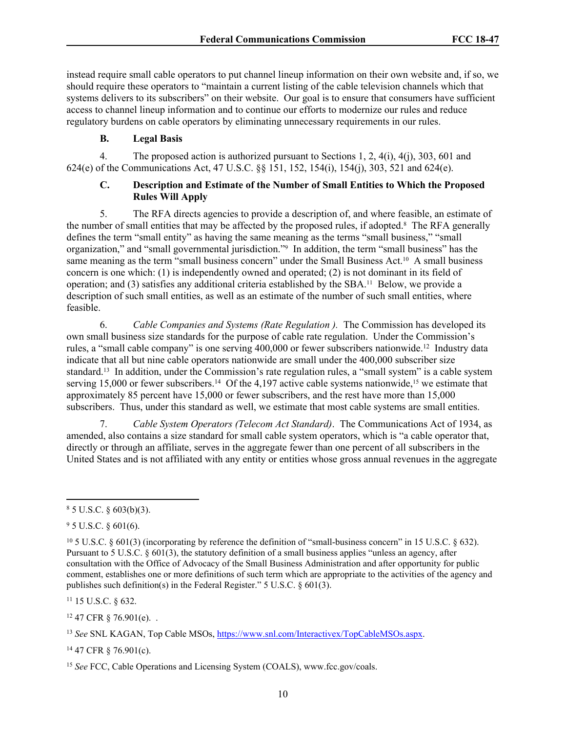instead require small cable operators to put channel lineup information on their own website and, if so, we should require these operators to "maintain a current listing of the cable television channels which that systems delivers to its subscribers" on their website. Our goal is to ensure that consumers have sufficient access to channel lineup information and to continue our efforts to modernize our rules and reduce regulatory burdens on cable operators by eliminating unnecessary requirements in our rules.

### B. Legal Basis

4. The proposed action is authorized pursuant to Sections 1, 2, 4(i), 4(j), 303, 601 and 624(e) of the Communications Act, 47 U.S.C. §§ 151, 152, 154(i), 154(j), 303, 521 and 624(e).

### C. Description and Estimate of the Number of Small Entities to Which the Proposed Rules Will Apply

5. The RFA directs agencies to provide a description of, and where feasible, an estimate of the number of small entities that may be affected by the proposed rules, if adopted.[8] The RFA generally defines the term "small entity" as having the same meaning as the terms "small business," "small organization," and "small governmental jurisdiction."[9] In addition, the term "small business" has the same meaning as the term "small business concern" under the Small Business Act.[10] A small business concern is one which: (1) is independently owned and operated; (2) is not dominant in its field of operation; and (3) satisfies any additional criteria established by the SBA.[11] Below, we provide a description of such small entities, as well as an estimate of the number of such small entities, where feasible.

6. *Cable Companies and Systems (Rate Regulation ).* The Commission has developed its own small business size standards for the purpose of cable rate regulation. Under the Commission's rules, a "small cable company" is one serving 400,000 or fewer subscribers nationwide.[12] Industry data indicate that all but nine cable operators nationwide are small under the 400,000 subscriber size standard.[13] In addition, under the Commission's rate regulation rules, a "small system" is a cable system serving 15,000 or fewer subscribers.[14] Of the 4,197 active cable systems nationwide,[15] we estimate that approximately 85 percent have 15,000 or fewer subscribers, and the rest have more than 15,000 subscribers. Thus, under this standard as well, we estimate that most cable systems are small entities.

7. *Cable System Operators (Telecom Act Standard).* The Communications Act of 1934, as amended, also contains a size standard for small cable system operators, which is "a cable operator that, directly or through an affiliate, serves in the aggregate fewer than one percent of all subscribers in the United States and is not affiliated with any entity or entities whose gross annual revenues in the aggregate

---

[8] 5 U.S.C. § 603(b)(3).

[9] 5 U.S.C. § 601(6).

[10] 5 U.S.C. § 601(3) (incorporating by reference the definition of "small-business concern" in 15 U.S.C. § 632). Pursuant to 5 U.S.C. § 601(3), the statutory definition of a small business applies "unless an agency, after consultation with the Office of Advocacy of the Small Business Administration and after opportunity for public comment, establishes one or more definitions of such term which are appropriate to the activities of the agency and publishes such definition(s) in the Federal Register." 5 U.S.C. § 601(3).

[11] 15 U.S.C. § 632.

[12] 47 CFR § 76.901(e). .

[13] *See* SNL KAGAN, Top Cable MSOs, https://www.snl.com/Interactivex/TopCableMSOs.aspx.

[14] 47 CFR § 76.901(c).

[15] *See* FCC, Cable Operations and Licensing System (COALS), www.fcc.gov/coals.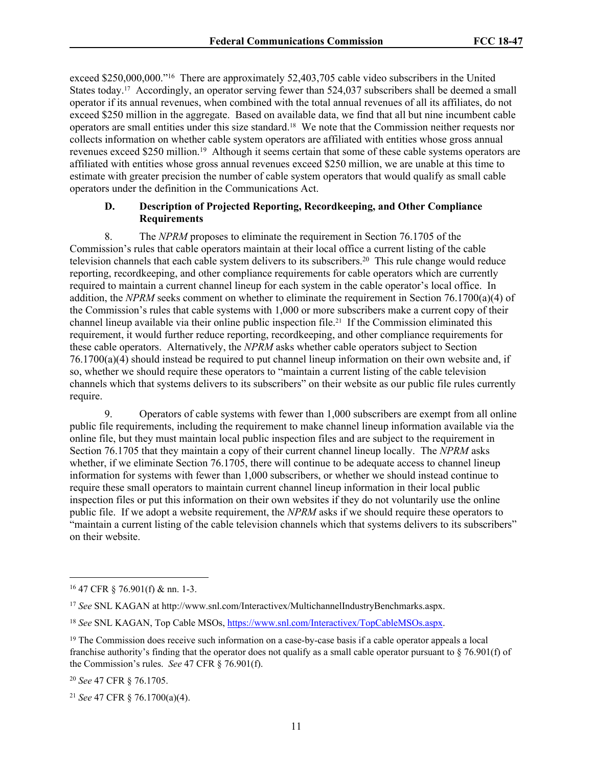exceed $250,000,000."[16] There are approximately 52,403,705 cable video subscribers in the United States today.[17] Accordingly, an operator serving fewer than 524,037 subscribers shall be deemed a small operator if its annual revenues, when combined with the total annual revenues of all its affiliates, do not exceed $250 million in the aggregate. Based on available data, we find that all but nine incumbent cable operators are small entities under this size standard.[18] We note that the Commission neither requests nor collects information on whether cable system operators are affiliated with entities whose gross annual revenues exceed $250 million.[19] Although it seems certain that some of these cable systems operators are affiliated with entities whose gross annual revenues exceed $250 million, we are unable at this time to estimate with greater precision the number of cable system operators that would qualify as small cable operators under the definition in the Communications Act.

### D. Description of Projected Reporting, Recordkeeping, and Other Compliance Requirements

8. The *NPRM* proposes to eliminate the requirement in Section 76.1705 of the Commission's rules that cable operators maintain at their local office a current listing of the cable television channels that each cable system delivers to its subscribers.[20] This rule change would reduce reporting, recordkeeping, and other compliance requirements for cable operators which are currently required to maintain a current channel lineup for each system in the cable operator's local office. In addition, the *NPRM* seeks comment on whether to eliminate the requirement in Section 76.1700(a)(4) of the Commission's rules that cable systems with 1,000 or more subscribers make a current copy of their channel lineup available via their online public inspection file.[21] If the Commission eliminated this requirement, it would further reduce reporting, recordkeeping, and other compliance requirements for these cable operators. Alternatively, the *NPRM* asks whether cable operators subject to Section 76.1700(a)(4) should instead be required to put channel lineup information on their own website and, if so, whether we should require these operators to "maintain a current listing of the cable television channels which that systems delivers to its subscribers" on their website as our public file rules currently require.

9. Operators of cable systems with fewer than 1,000 subscribers are exempt from all online public file requirements, including the requirement to make channel lineup information available via the online file, but they must maintain local public inspection files and are subject to the requirement in Section 76.1705 that they maintain a copy of their current channel lineup locally. The *NPRM* asks whether, if we eliminate Section 76.1705, there will continue to be adequate access to channel lineup information for systems with fewer than 1,000 subscribers, or whether we should instead continue to require these small operators to maintain current channel lineup information in their local public inspection files or put this information on their own websites if they do not voluntarily use the online public file. If we adopt a website requirement, the *NPRM* asks if we should require these operators to "maintain a current listing of the cable television channels which that systems delivers to its subscribers" on their website.

---

[16] 47 CFR § 76.901(f) & nn. 1-3.

[17] *See* SNL KAGAN at http://www.snl.com/Interactivex/MultichannelIndustryBenchmarks.aspx.

[18] *See* SNL KAGAN, Top Cable MSOs, https://www.snl.com/Interactivex/TopCableMSOs.aspx.

[19] The Commission does receive such information on a case-by-case basis if a cable operator appeals a local franchise authority's finding that the operator does not qualify as a small cable operator pursuant to § 76.901(f) of the Commission's rules. *See* 47 CFR § 76.901(f).

[20] *See* 47 CFR § 76.1705.

[21] *See* 47 CFR § 76.1700(a)(4).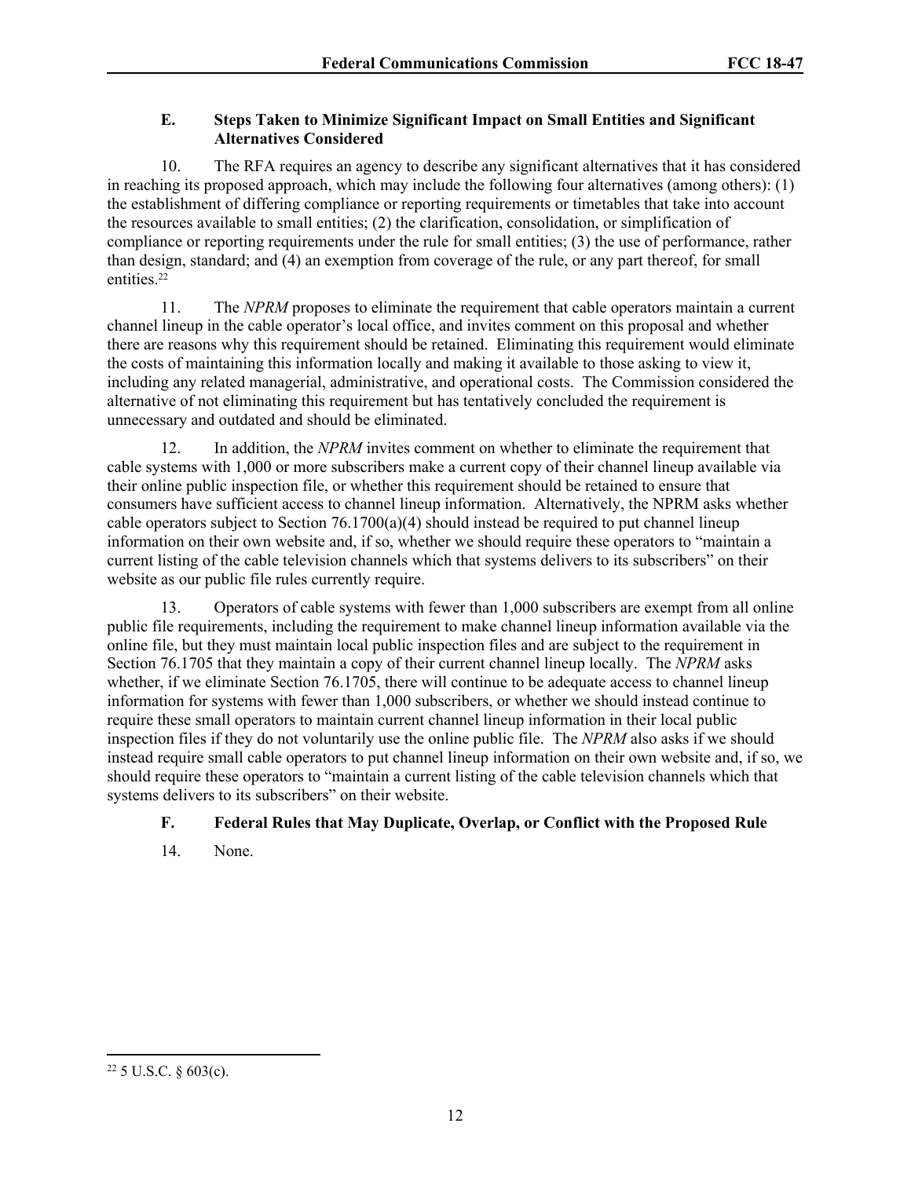### E. Steps Taken to Minimize Significant Impact on Small Entities and Significant Alternatives Considered

10. The RFA requires an agency to describe any significant alternatives that it has considered in reaching its proposed approach, which may include the following four alternatives (among others): (1) the establishment of differing compliance or reporting requirements or timetables that take into account the resources available to small entities; (2) the clarification, consolidation, or simplification of compliance or reporting requirements under the rule for small entities; (3) the use of performance, rather than design, standard; and (4) an exemption from coverage of the rule, or any part thereof, for small entities.[22]

11. The *NPRM* proposes to eliminate the requirement that cable operators maintain a current channel lineup in the cable operator's local office, and invites comment on this proposal and whether there are reasons why this requirement should be retained. Eliminating this requirement would eliminate the costs of maintaining this information locally and making it available to those asking to view it, including any related managerial, administrative, and operational costs. The Commission considered the alternative of not eliminating this requirement but has tentatively concluded the requirement is unnecessary and outdated and should be eliminated.

12. In addition, the *NPRM* invites comment on whether to eliminate the requirement that cable systems with 1,000 or more subscribers make a current copy of their channel lineup available via their online public inspection file, or whether this requirement should be retained to ensure that consumers have sufficient access to channel lineup information. Alternatively, the NPRM asks whether cable operators subject to Section 76.1700(a)(4) should instead be required to put channel lineup information on their own website and, if so, whether we should require these operators to "maintain a current listing of the cable television channels which that systems delivers to its subscribers" on their website as our public file rules currently require.

13. Operators of cable systems with fewer than 1,000 subscribers are exempt from all online public file requirements, including the requirement to make channel lineup information available via the online file, but they must maintain local public inspection files and are subject to the requirement in Section 76.1705 that they maintain a copy of their current channel lineup locally. The *NPRM* asks whether, if we eliminate Section 76.1705, there will continue to be adequate access to channel lineup information for systems with fewer than 1,000 subscribers, or whether we should instead continue to require these small operators to maintain current channel lineup information in their local public inspection files if they do not voluntarily use the online public file. The *NPRM* also asks if we should instead require small cable operators to put channel lineup information on their own website and, if so, we should require these operators to "maintain a current listing of the cable television channels which that systems delivers to its subscribers" on their website.

### F. Federal Rules that May Duplicate, Overlap, or Conflict with the Proposed Rule

14. None.

---

[22] 5 U.S.C. § 603(c).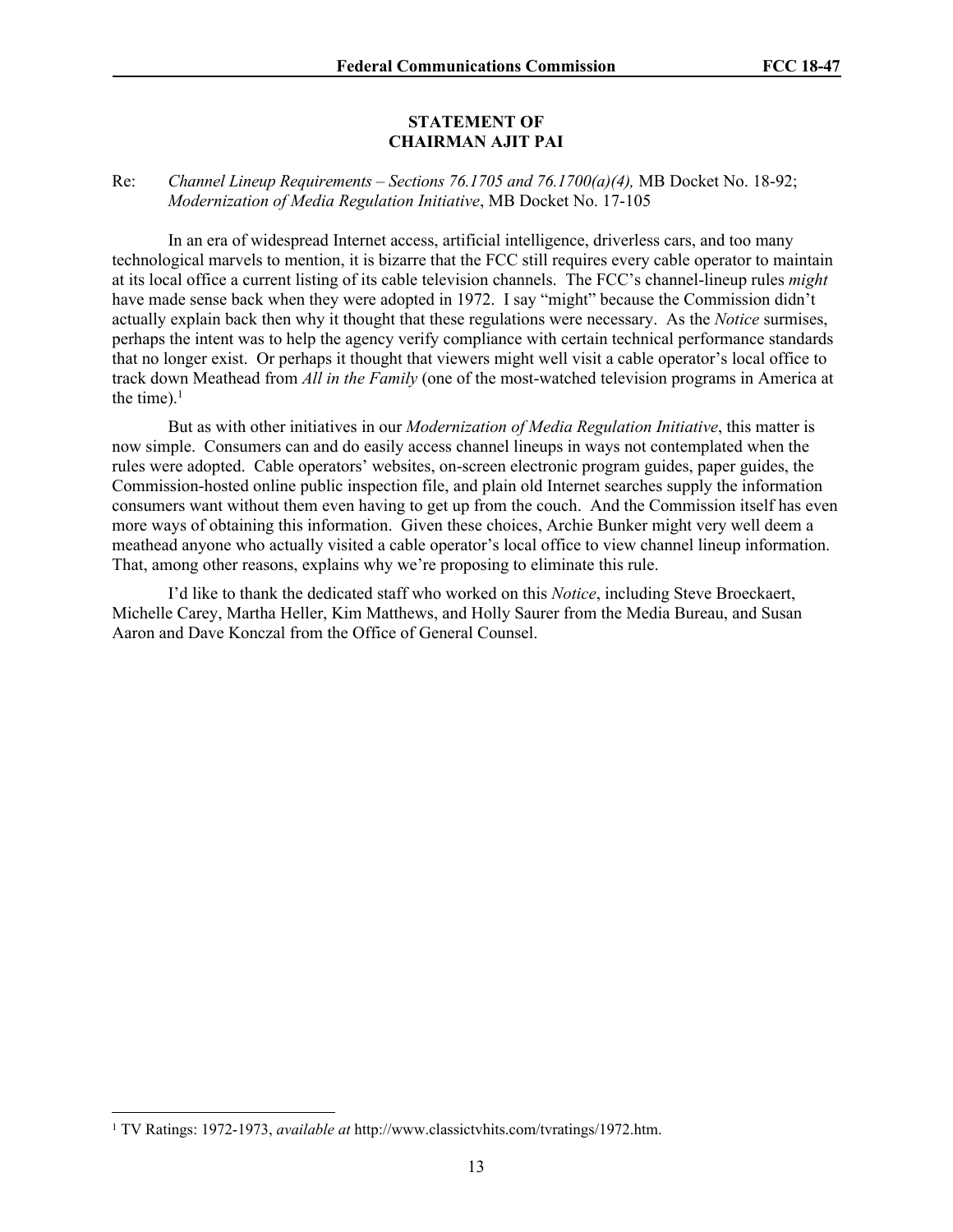**STATEMENT OF**
**CHAIRMAN AJIT PAI**

Re: *Channel Lineup Requirements – Sections 76.1705 and 76.1700(a)(4),* MB Docket No. 18-92; *Modernization of Media Regulation Initiative*, MB Docket No. 17-105

In an era of widespread Internet access, artificial intelligence, driverless cars, and too many technological marvels to mention, it is bizarre that the FCC still requires every cable operator to maintain at its local office a current listing of its cable television channels. The FCC's channel-lineup rules *might* have made sense back when they were adopted in 1972. I say "might" because the Commission didn't actually explain back then why it thought that these regulations were necessary. As the *Notice* surmises, perhaps the intent was to help the agency verify compliance with certain technical performance standards that no longer exist. Or perhaps it thought that viewers might well visit a cable operator's local office to track down Meathead from *All in the Family* (one of the most-watched television programs in America at the time).[1]

But as with other initiatives in our *Modernization of Media Regulation Initiative*, this matter is now simple. Consumers can and do easily access channel lineups in ways not contemplated when the rules were adopted. Cable operators' websites, on-screen electronic program guides, paper guides, the Commission-hosted online public inspection file, and plain old Internet searches supply the information consumers want without them even having to get up from the couch. And the Commission itself has even more ways of obtaining this information. Given these choices, Archie Bunker might very well deem a meathead anyone who actually visited a cable operator's local office to view channel lineup information. That, among other reasons, explains why we're proposing to eliminate this rule.

I'd like to thank the dedicated staff who worked on this *Notice*, including Steve Broeckaert, Michelle Carey, Martha Heller, Kim Matthews, and Holly Saurer from the Media Bureau, and Susan Aaron and Dave Konczal from the Office of General Counsel.

---

[1] TV Ratings: 1972-1973, *available at* http://www.classictvhits.com/tvratings/1972.htm.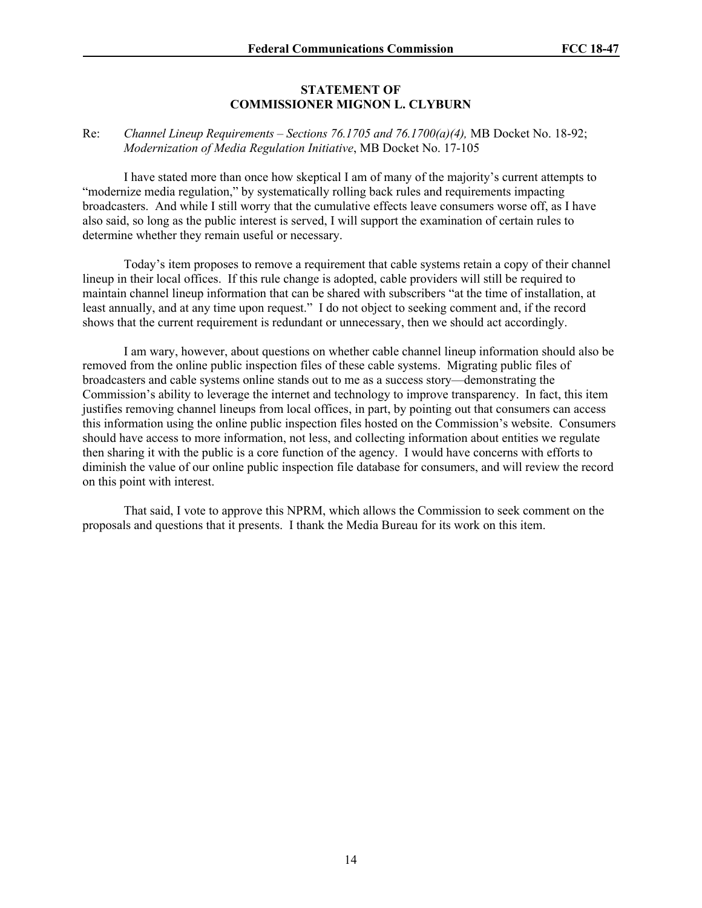**STATEMENT OF**
**COMMISSIONER MIGNON L. CLYBURN**

Re: *Channel Lineup Requirements – Sections 76.1705 and 76.1700(a)(4),* MB Docket No. 18-92; *Modernization of Media Regulation Initiative*, MB Docket No. 17-105

I have stated more than once how skeptical I am of many of the majority's current attempts to "modernize media regulation," by systematically rolling back rules and requirements impacting broadcasters. And while I still worry that the cumulative effects leave consumers worse off, as I have also said, so long as the public interest is served, I will support the examination of certain rules to determine whether they remain useful or necessary.

Today's item proposes to remove a requirement that cable systems retain a copy of their channel lineup in their local offices. If this rule change is adopted, cable providers will still be required to maintain channel lineup information that can be shared with subscribers "at the time of installation, at least annually, and at any time upon request." I do not object to seeking comment and, if the record shows that the current requirement is redundant or unnecessary, then we should act accordingly.

I am wary, however, about questions on whether cable channel lineup information should also be removed from the online public inspection files of these cable systems. Migrating public files of broadcasters and cable systems online stands out to me as a success story—demonstrating the Commission's ability to leverage the internet and technology to improve transparency. In fact, this item justifies removing channel lineups from local offices, in part, by pointing out that consumers can access this information using the online public inspection files hosted on the Commission's website. Consumers should have access to more information, not less, and collecting information about entities we regulate then sharing it with the public is a core function of the agency. I would have concerns with efforts to diminish the value of our online public inspection file database for consumers, and will review the record on this point with interest.

That said, I vote to approve this NPRM, which allows the Commission to seek comment on the proposals and questions that it presents. I thank the Media Bureau for its work on this item.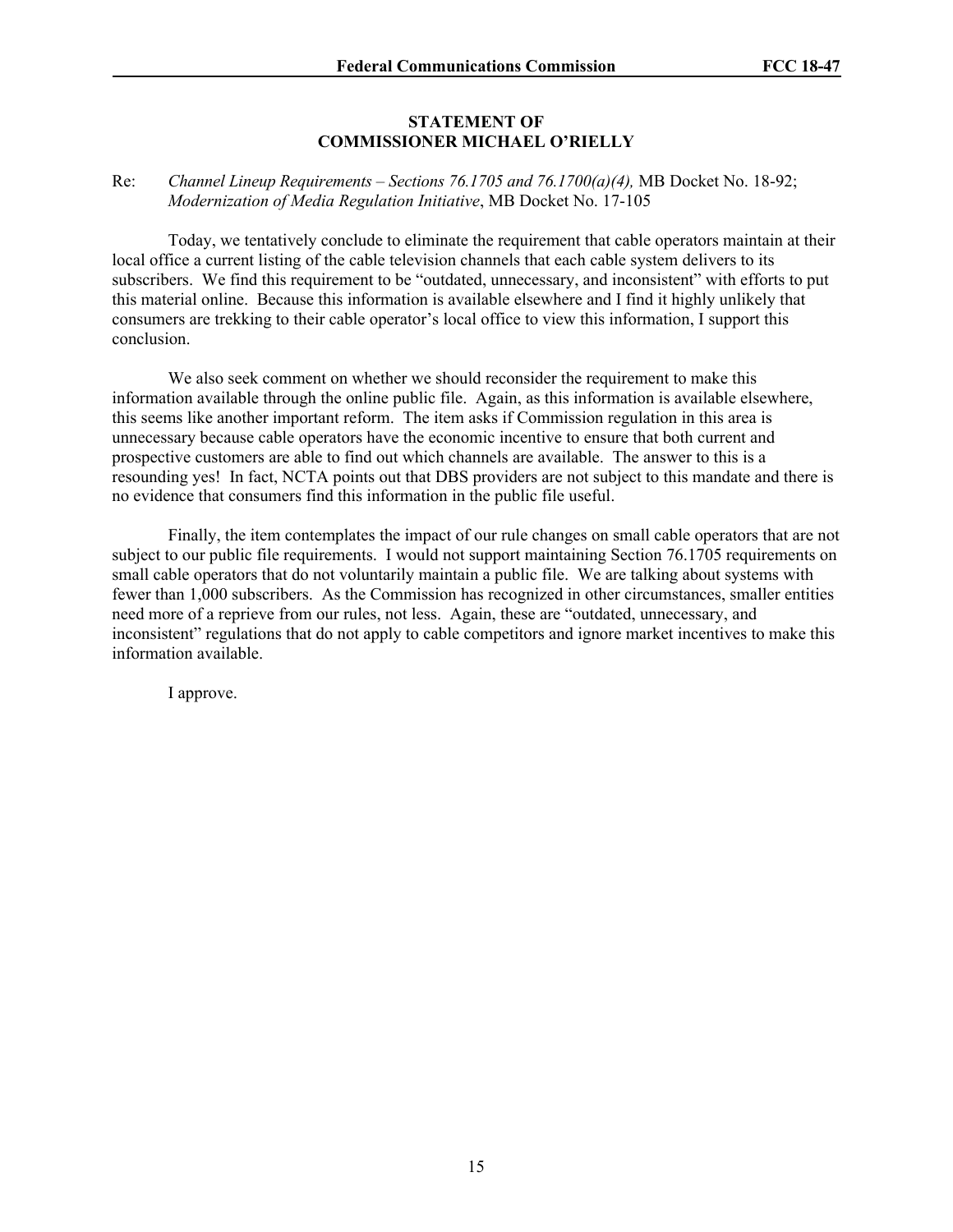**STATEMENT OF**
**COMMISSIONER MICHAEL O'RIELLY**

Re: *Channel Lineup Requirements – Sections 76.1705 and 76.1700(a)(4),* MB Docket No. 18-92; *Modernization of Media Regulation Initiative*, MB Docket No. 17-105

Today, we tentatively conclude to eliminate the requirement that cable operators maintain at their local office a current listing of the cable television channels that each cable system delivers to its subscribers. We find this requirement to be "outdated, unnecessary, and inconsistent" with efforts to put this material online. Because this information is available elsewhere and I find it highly unlikely that consumers are trekking to their cable operator's local office to view this information, I support this conclusion.

We also seek comment on whether we should reconsider the requirement to make this information available through the online public file. Again, as this information is available elsewhere, this seems like another important reform. The item asks if Commission regulation in this area is unnecessary because cable operators have the economic incentive to ensure that both current and prospective customers are able to find out which channels are available. The answer to this is a resounding yes! In fact, NCTA points out that DBS providers are not subject to this mandate and there is no evidence that consumers find this information in the public file useful.

Finally, the item contemplates the impact of our rule changes on small cable operators that are not subject to our public file requirements. I would not support maintaining Section 76.1705 requirements on small cable operators that do not voluntarily maintain a public file. We are talking about systems with fewer than 1,000 subscribers. As the Commission has recognized in other circumstances, smaller entities need more of a reprieve from our rules, not less. Again, these are "outdated, unnecessary, and inconsistent" regulations that do not apply to cable competitors and ignore market incentives to make this information available.

I approve.